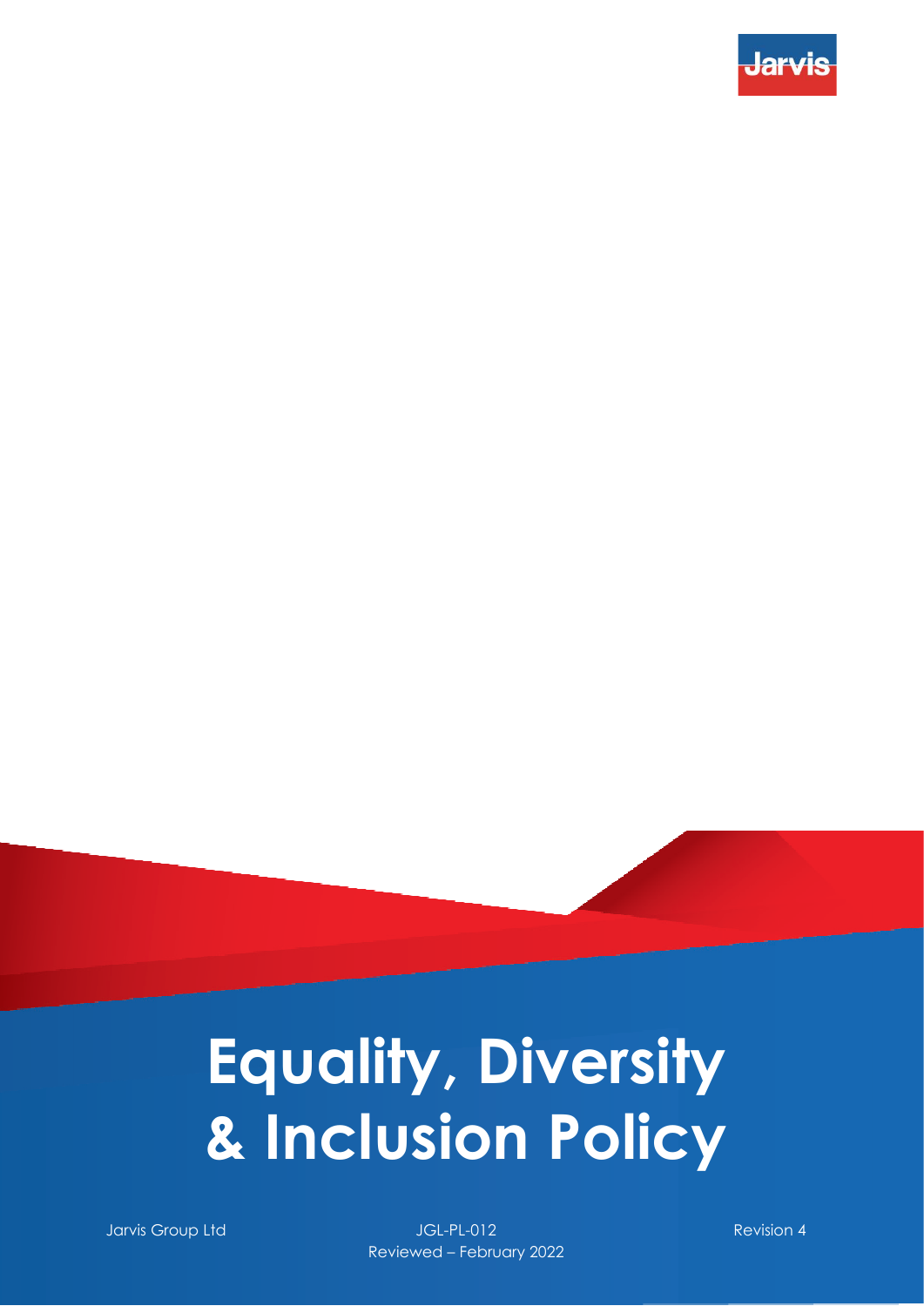Jarvis

# Equality, Diversity & Inclusion Policy

Jarvis Group Ltd

JGL-PL-012

Reviewed – February 2022

Revision 4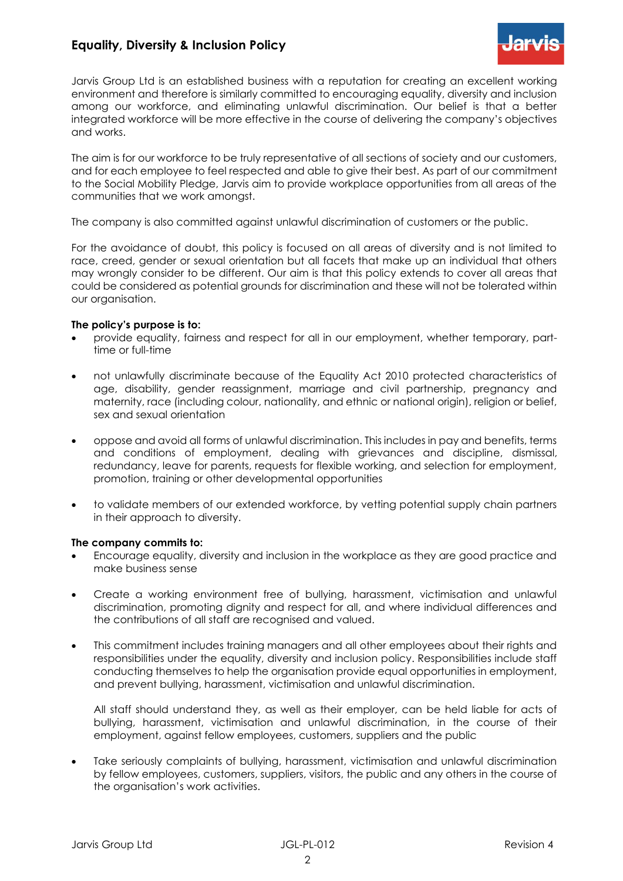# Equality, Diversity & Inclusion Policy

Jarvis Group Ltd is an established business with a reputation for creating an excellent working environment and therefore is similarly committed to encouraging equality, diversity and inclusion among our workforce, and eliminating unlawful discrimination. Our belief is that a better integrated workforce will be more effective in the course of delivering the company's objectives and works.

The aim is for our workforce to be truly representative of all sections of society and our customers, and for each employee to feel respected and able to give their best. As part of our commitment to the Social Mobility Pledge, Jarvis aim to provide workplace opportunities from all areas of the communities that we work amongst.

The company is also committed against unlawful discrimination of customers or the public.

For the avoidance of doubt, this policy is focused on all areas of diversity and is not limited to race, creed, gender or sexual orientation but all facets that make up an individual that others may wrongly consider to be different. Our aim is that this policy extends to cover all areas that could be considered as potential grounds for discrimination and these will not be tolerated within our organisation.

**The policy's purpose is to:**

- provide equality, fairness and respect for all in our employment, whether temporary, part-time or full-time
- not unlawfully discriminate because of the Equality Act 2010 protected characteristics of age, disability, gender reassignment, marriage and civil partnership, pregnancy and maternity, race (including colour, nationality, and ethnic or national origin), religion or belief, sex and sexual orientation
- oppose and avoid all forms of unlawful discrimination. This includes in pay and benefits, terms and conditions of employment, dealing with grievances and discipline, dismissal, redundancy, leave for parents, requests for flexible working, and selection for employment, promotion, training or other developmental opportunities
- to validate members of our extended workforce, by vetting potential supply chain partners in their approach to diversity.

**The company commits to:**

- Encourage equality, diversity and inclusion in the workplace as they are good practice and make business sense
- Create a working environment free of bullying, harassment, victimisation and unlawful discrimination, promoting dignity and respect for all, and where individual differences and the contributions of all staff are recognised and valued.
- This commitment includes training managers and all other employees about their rights and responsibilities under the equality, diversity and inclusion policy. Responsibilities include staff conducting themselves to help the organisation provide equal opportunities in employment, and prevent bullying, harassment, victimisation and unlawful discrimination.

  All staff should understand they, as well as their employer, can be held liable for acts of bullying, harassment, victimisation and unlawful discrimination, in the course of their employment, against fellow employees, customers, suppliers and the public
- Take seriously complaints of bullying, harassment, victimisation and unlawful discrimination by fellow employees, customers, suppliers, visitors, the public and any others in the course of the organisation's work activities.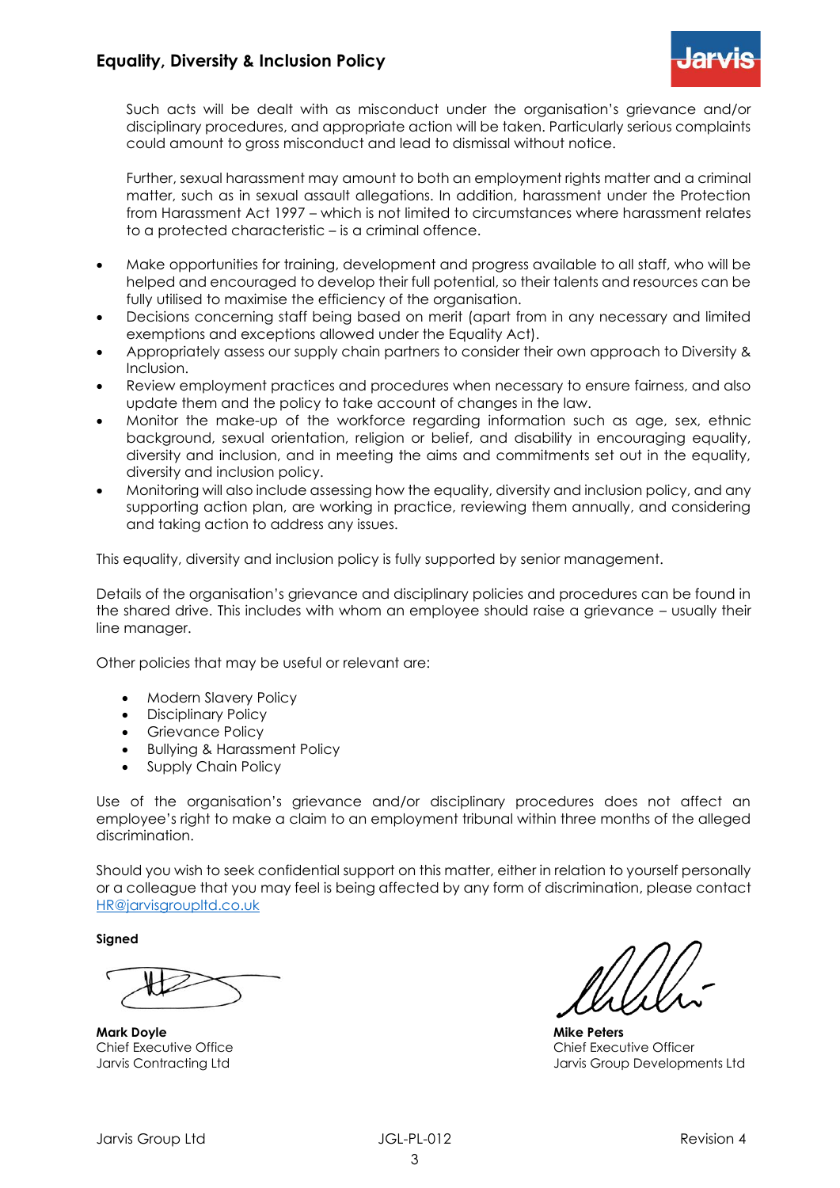Such acts will be dealt with as misconduct under the organisation's grievance and/or disciplinary procedures, and appropriate action will be taken. Particularly serious complaints could amount to gross misconduct and lead to dismissal without notice.

Further, sexual harassment may amount to both an employment rights matter and a criminal matter, such as in sexual assault allegations. In addition, harassment under the Protection from Harassment Act 1997 – which is not limited to circumstances where harassment relates to a protected characteristic – is a criminal offence.

- Make opportunities for training, development and progress available to all staff, who will be helped and encouraged to develop their full potential, so their talents and resources can be fully utilised to maximise the efficiency of the organisation.
- Decisions concerning staff being based on merit (apart from in any necessary and limited exemptions and exceptions allowed under the Equality Act).
- Appropriately assess our supply chain partners to consider their own approach to Diversity & Inclusion.
- Review employment practices and procedures when necessary to ensure fairness, and also update them and the policy to take account of changes in the law.
- Monitor the make-up of the workforce regarding information such as age, sex, ethnic background, sexual orientation, religion or belief, and disability in encouraging equality, diversity and inclusion, and in meeting the aims and commitments set out in the equality, diversity and inclusion policy.
- Monitoring will also include assessing how the equality, diversity and inclusion policy, and any supporting action plan, are working in practice, reviewing them annually, and considering and taking action to address any issues.

This equality, diversity and inclusion policy is fully supported by senior management.

Details of the organisation's grievance and disciplinary policies and procedures can be found in the shared drive. This includes with whom an employee should raise a grievance – usually their line manager.

Other policies that may be useful or relevant are:

- Modern Slavery Policy
- Disciplinary Policy
- Grievance Policy
- Bullying & Harassment Policy
- Supply Chain Policy

Use of the organisation's grievance and/or disciplinary procedures does not affect an employee's right to make a claim to an employment tribunal within three months of the alleged discrimination.

Should you wish to seek confidential support on this matter, either in relation to yourself personally or a colleague that you may feel is being affected by any form of discrimination, please contact HR@jarvisgroupltd.co.uk

**Signed**

**Mark Doyle**
Chief Executive Office
Jarvis Contracting Ltd

**Mike Peters**
Chief Executive Officer
Jarvis Group Developments Ltd

Jarvis Group Ltd — JGL-PL-012 — Revision 4